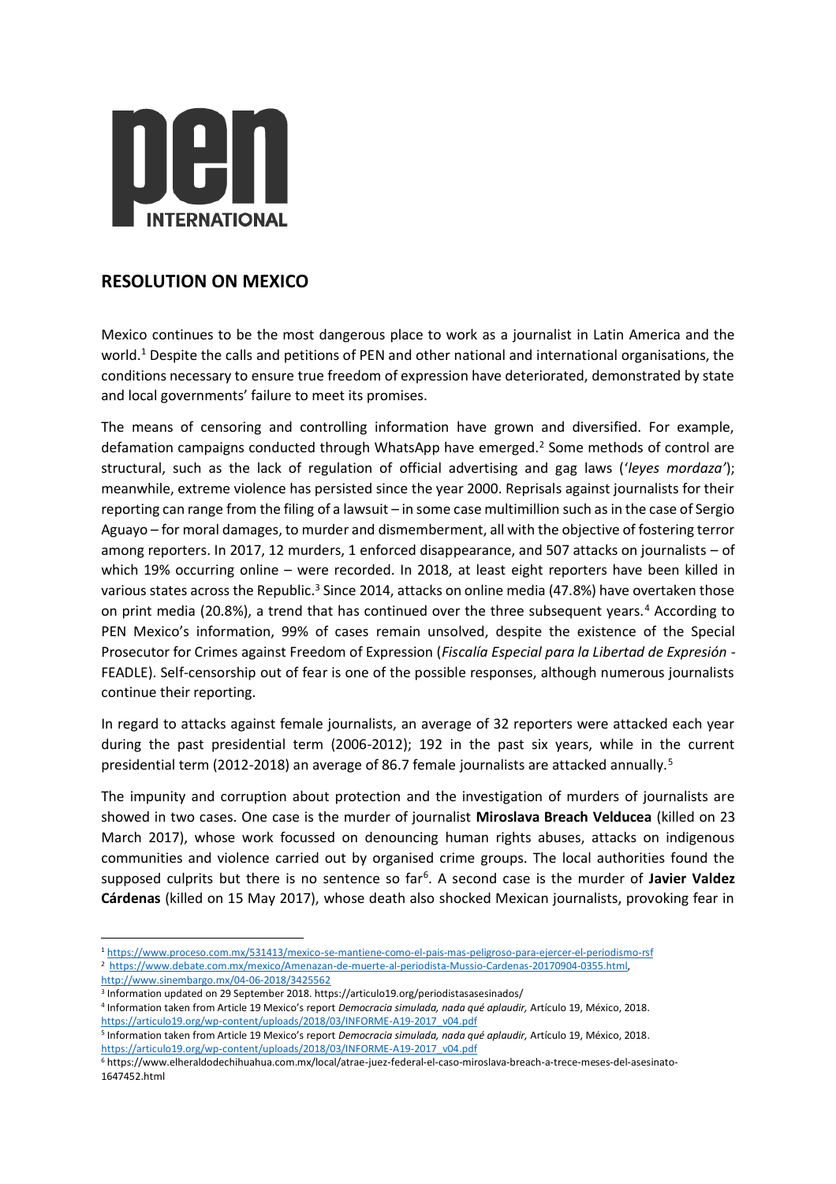# RESOLUTION ON MEXICO

Mexico continues to be the most dangerous place to work as a journalist in Latin America and the world.[1] Despite the calls and petitions of PEN and other national and international organisations, the conditions necessary to ensure true freedom of expression have deteriorated, demonstrated by state and local governments' failure to meet its promises.

The means of censoring and controlling information have grown and diversified. For example, defamation campaigns conducted through WhatsApp have emerged.[2] Some methods of control are structural, such as the lack of regulation of official advertising and gag laws ('*leyes mordaza'*); meanwhile, extreme violence has persisted since the year 2000. Reprisals against journalists for their reporting can range from the filing of a lawsuit – in some case multimillion such as in the case of Sergio Aguayo – for moral damages, to murder and dismemberment, all with the objective of fostering terror among reporters. In 2017, 12 murders, 1 enforced disappearance, and 507 attacks on journalists – of which 19% occurring online – were recorded. In 2018, at least eight reporters have been killed in various states across the Republic.[3] Since 2014, attacks on online media (47.8%) have overtaken those on print media (20.8%), a trend that has continued over the three subsequent years.[4] According to PEN Mexico's information, 99% of cases remain unsolved, despite the existence of the Special Prosecutor for Crimes against Freedom of Expression (*Fiscalía Especial para la Libertad de Expresión* - FEADLE). Self-censorship out of fear is one of the possible responses, although numerous journalists continue their reporting.

In regard to attacks against female journalists, an average of 32 reporters were attacked each year during the past presidential term (2006-2012); 192 in the past six years, while in the current presidential term (2012-2018) an average of 86.7 female journalists are attacked annually.[5]

The impunity and corruption about protection and the investigation of murders of journalists are showed in two cases. One case is the murder of journalist **Miroslava Breach Velducea** (killed on 23 March 2017), whose work focussed on denouncing human rights abuses, attacks on indigenous communities and violence carried out by organised crime groups. The local authorities found the supposed culprits but there is no sentence so far[6]. A second case is the murder of **Javier Valdez Cárdenas** (killed on 15 May 2017), whose death also shocked Mexican journalists, provoking fear in

---

[1] https://www.proceso.com.mx/531413/mexico-se-mantiene-como-el-pais-mas-peligroso-para-ejercer-el-periodismo-rsf

[2] https://www.debate.com.mx/mexico/Amenazan-de-muerte-al-periodista-Mussio-Cardenas-20170904-0355.html, http://www.sinembargo.mx/04-06-2018/3425562

[3] Information updated on 29 September 2018. https://articulo19.org/periodistasasesinados/

[4] Information taken from Article 19 Mexico's report *Democracia simulada, nada qué aplaudir,* Artículo 19, México, 2018. https://articulo19.org/wp-content/uploads/2018/03/INFORME-A19-2017_v04.pdf

[5] Information taken from Article 19 Mexico's report *Democracia simulada, nada qué aplaudir,* Artículo 19, México, 2018. https://articulo19.org/wp-content/uploads/2018/03/INFORME-A19-2017_v04.pdf

[6] https://www.elheraldodechihuahua.com.mx/local/atrae-juez-federal-el-caso-miroslava-breach-a-trece-meses-del-asesinato-1647452.html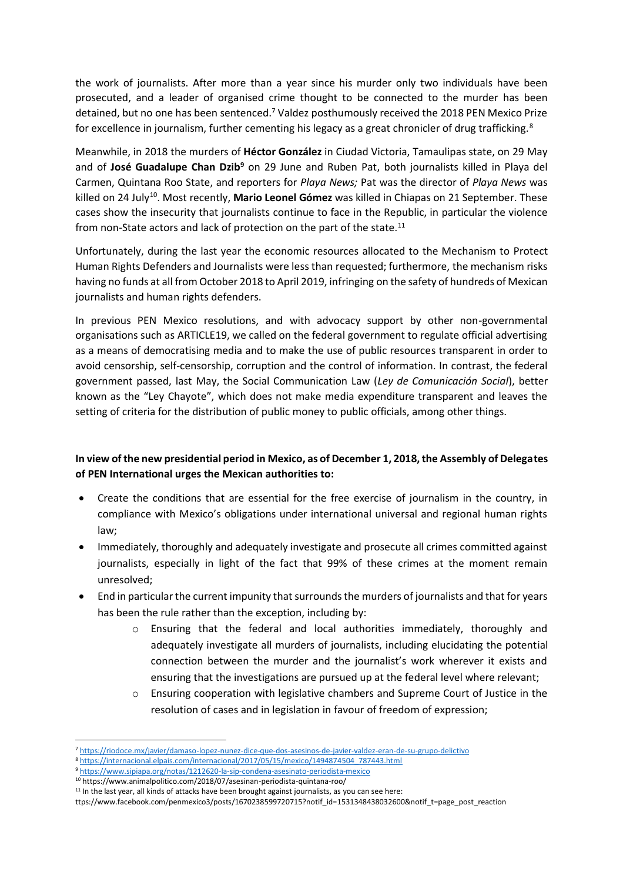the work of journalists. After more than a year since his murder only two individuals have been prosecuted, and a leader of organised crime thought to be connected to the murder has been detained, but no one has been sentenced.[7] Valdez posthumously received the 2018 PEN Mexico Prize for excellence in journalism, further cementing his legacy as a great chronicler of drug trafficking.[8]

Meanwhile, in 2018 the murders of **Héctor González** in Ciudad Victoria, Tamaulipas state, on 29 May and of **José Guadalupe Chan Dzib**[9] on 29 June and Ruben Pat, both journalists killed in Playa del Carmen, Quintana Roo State, and reporters for *Playa News;* Pat was the director of *Playa News* was killed on 24 July[10]. Most recently, **Mario Leonel Gómez** was killed in Chiapas on 21 September. These cases show the insecurity that journalists continue to face in the Republic, in particular the violence from non-State actors and lack of protection on the part of the state.[11]

Unfortunately, during the last year the economic resources allocated to the Mechanism to Protect Human Rights Defenders and Journalists were less than requested; furthermore, the mechanism risks having no funds at all from October 2018 to April 2019, infringing on the safety of hundreds of Mexican journalists and human rights defenders.

In previous PEN Mexico resolutions, and with advocacy support by other non-governmental organisations such as ARTICLE19, we called on the federal government to regulate official advertising as a means of democratising media and to make the use of public resources transparent in order to avoid censorship, self-censorship, corruption and the control of information. In contrast, the federal government passed, last May, the Social Communication Law (*Ley de Comunicación Social*), better known as the "Ley Chayote", which does not make media expenditure transparent and leaves the setting of criteria for the distribution of public money to public officials, among other things.

**In view of the new presidential period in Mexico, as of December 1, 2018, the Assembly of Delegates of PEN International urges the Mexican authorities to:**

- Create the conditions that are essential for the free exercise of journalism in the country, in compliance with Mexico's obligations under international universal and regional human rights law;
- Immediately, thoroughly and adequately investigate and prosecute all crimes committed against journalists, especially in light of the fact that 99% of these crimes at the moment remain unresolved;
- End in particular the current impunity that surrounds the murders of journalists and that for years has been the rule rather than the exception, including by:
    - Ensuring that the federal and local authorities immediately, thoroughly and adequately investigate all murders of journalists, including elucidating the potential connection between the murder and the journalist's work wherever it exists and ensuring that the investigations are pursued up at the federal level where relevant;
    - Ensuring cooperation with legislative chambers and Supreme Court of Justice in the resolution of cases and in legislation in favour of freedom of expression;

---

[7] https://riodoce.mx/javier/damaso-lopez-nunez-dice-que-dos-asesinos-de-javier-valdez-eran-de-su-grupo-delictivo

[8] https://internacional.elpais.com/internacional/2017/05/15/mexico/1494874504_787443.html

[9] https://www.sipiapa.org/notas/1212620-la-sip-condena-asesinato-periodista-mexico

[10] https://www.animalpolitico.com/2018/07/asesinan-periodista-quintana-roo/

[11] In the last year, all kinds of attacks have been brought against journalists, as you can see here: ttps://www.facebook.com/penmexico3/posts/1670238599720715?notif_id=1531348438032600&notif_t=page_post_reaction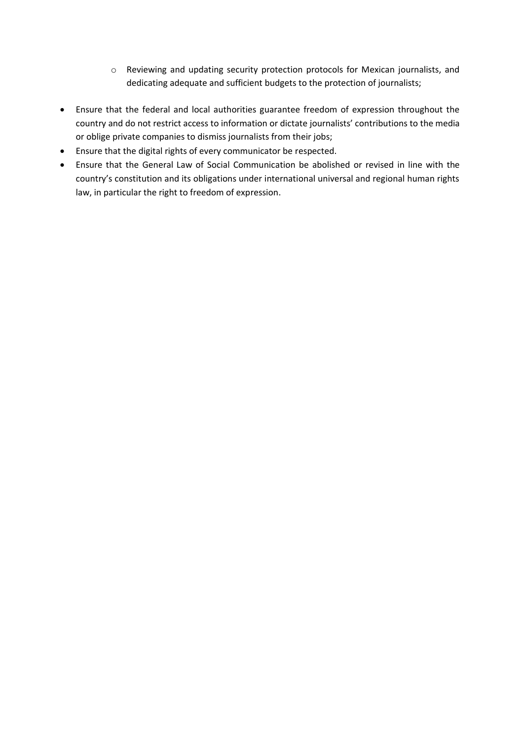- Reviewing and updating security protection protocols for Mexican journalists, and dedicating adequate and sufficient budgets to the protection of journalists;

- Ensure that the federal and local authorities guarantee freedom of expression throughout the country and do not restrict access to information or dictate journalists' contributions to the media or oblige private companies to dismiss journalists from their jobs;
- Ensure that the digital rights of every communicator be respected.
- Ensure that the General Law of Social Communication be abolished or revised in line with the country's constitution and its obligations under international universal and regional human rights law, in particular the right to freedom of expression.